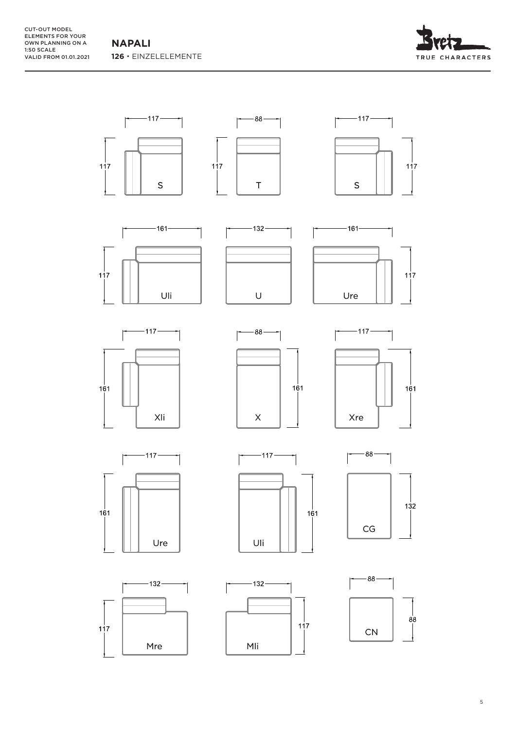CUT-OUT MODEL ELEMENTS FOR YOUR OWN PLANNING ON A 1:50 SCALE
VALID FROM 01.01.2021

# NAPALI

**126** • EINZELELEMENTE

Bretz TRUE CHARACTERS

| Element | Width | Depth |
|---|---|---|
| S | 117 | 117 |
| T | 88 | 117 |
| S | 117 | 117 |
| Uli | 161 | 117 |
| U | 132 | 117 |
| Ure | 161 | 117 |
| Xli | 117 | 161 |
| X | 88 | 161 |
| Xre | 117 | 161 |
| Ure | 117 | 161 |
| Uli | 117 | 161 |
| CG | 88 | 132 |
| Mre | 132 | 117 |
| Mli | 132 | 117 |
| CN | 88 | 88 |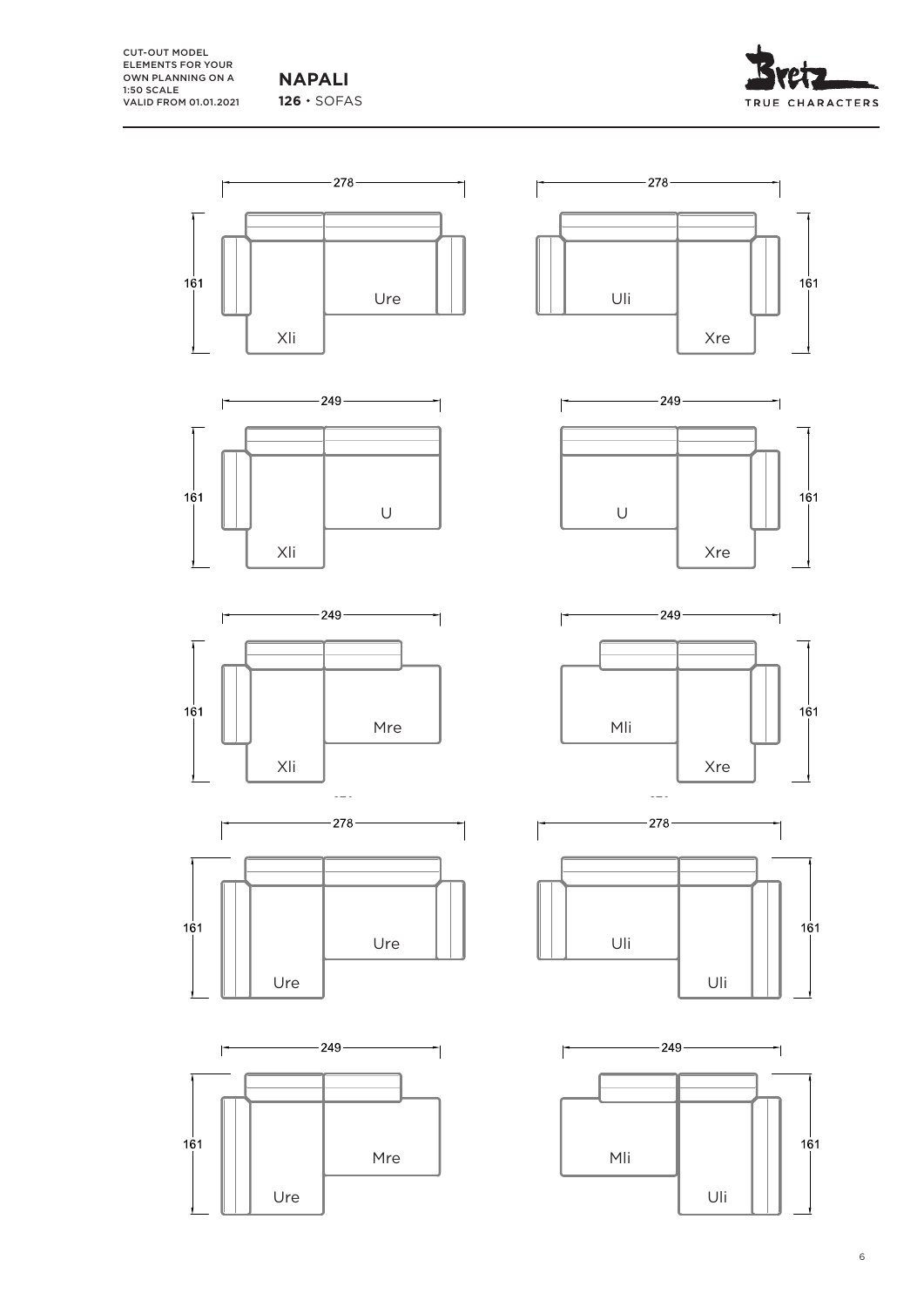CUT-OUT MODEL ELEMENTS FOR YOUR OWN PLANNING ON A 1:50 SCALE
VALID FROM 01.01.2021

**NAPALI**
**126** · SOFAS

278
161
Ure
Xli

278
161
Uli
Xre

249
161
U
Xli

249
161
U
Xre

249
161
Mre
Xli

249
161
Mli
Xre

278
161
Ure
Ure

278
161
Uli
Uli

249
161
Mre
Ure

249
161
Mli
Uli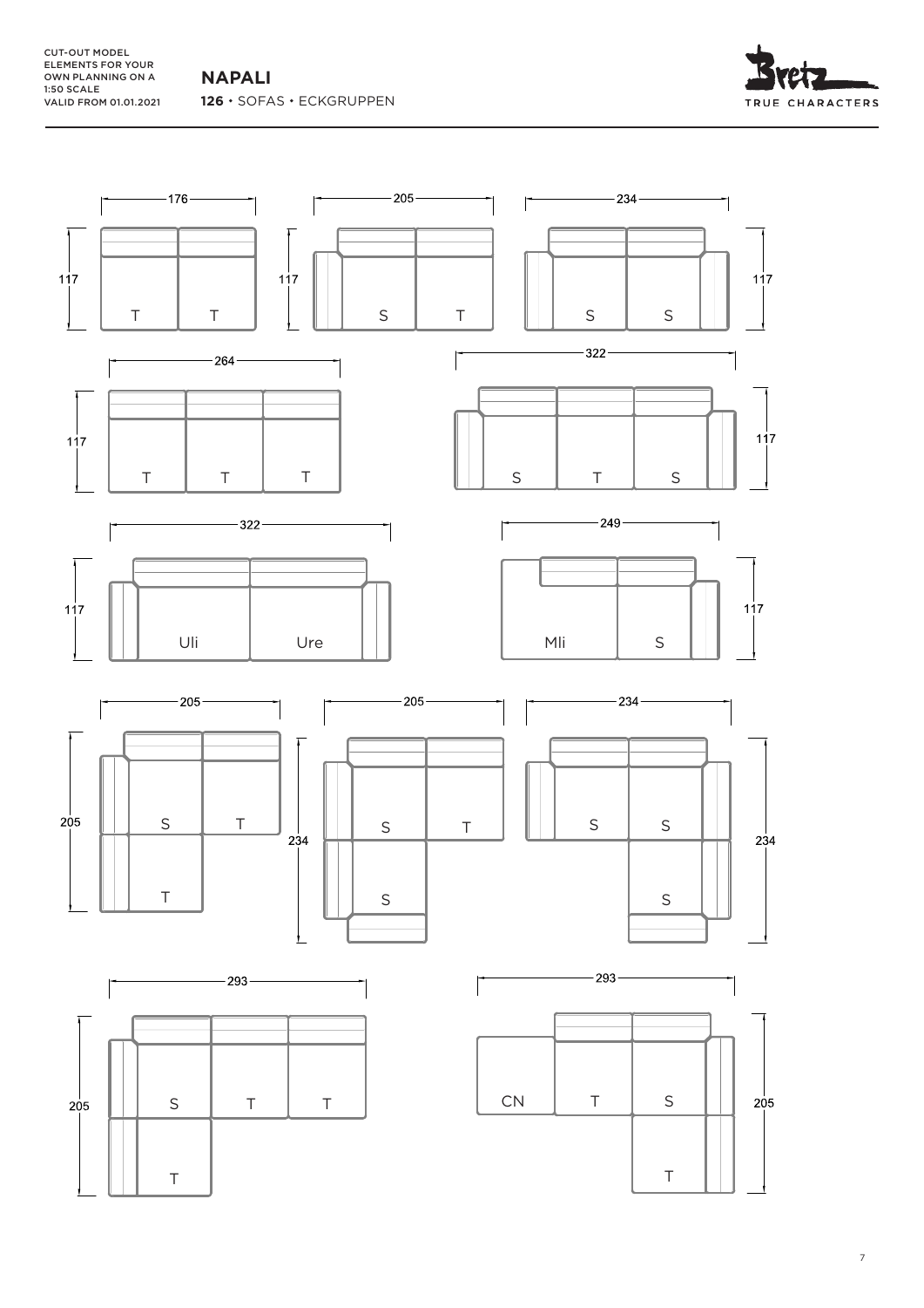CUT-OUT MODEL ELEMENTS FOR YOUR OWN PLANNING ON A 1:50 SCALE
VALID FROM 01.01.2021

## NAPALI

**126** • SOFAS • ECKGRUPPEN

TRUE CHARACTERS

176 × 117: T T

205 × 117: S T

234 × 117: S S

264 × 117: T T T

322 × 117: S T S

322 × 117: Uli Ure

249 × 117: Mli S

205 × 205: S T / T

205 × 234: S T / S

234 × 234: S S / S

293 × 205: S T T / T

293 × 205: CN T S / T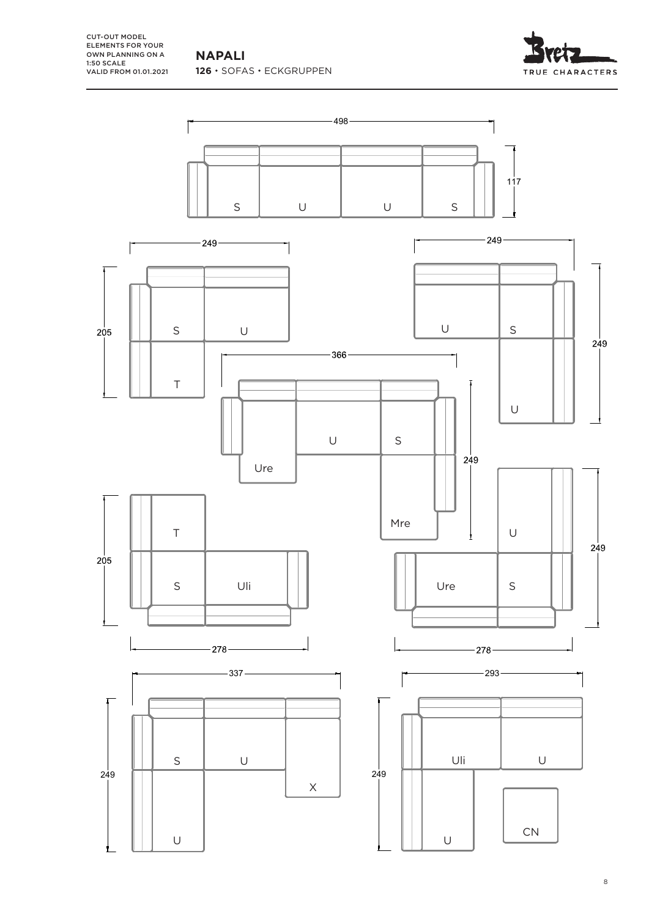CUT-OUT MODEL ELEMENTS FOR YOUR OWN PLANNING ON A 1:50 SCALE
VALID FROM 01.01.2021

# NAPALI

**126** • SOFAS • ECKGRUPPEN

TRUE CHARACTERS

498
117
S U U S

249
205
S U
T

249
249
U S
U

366
249
U S
Ure
Mre

205
278
T
S Uli

249
278
U
Ure S

337
249
S U
X
U

293
249
Uli U
CN
U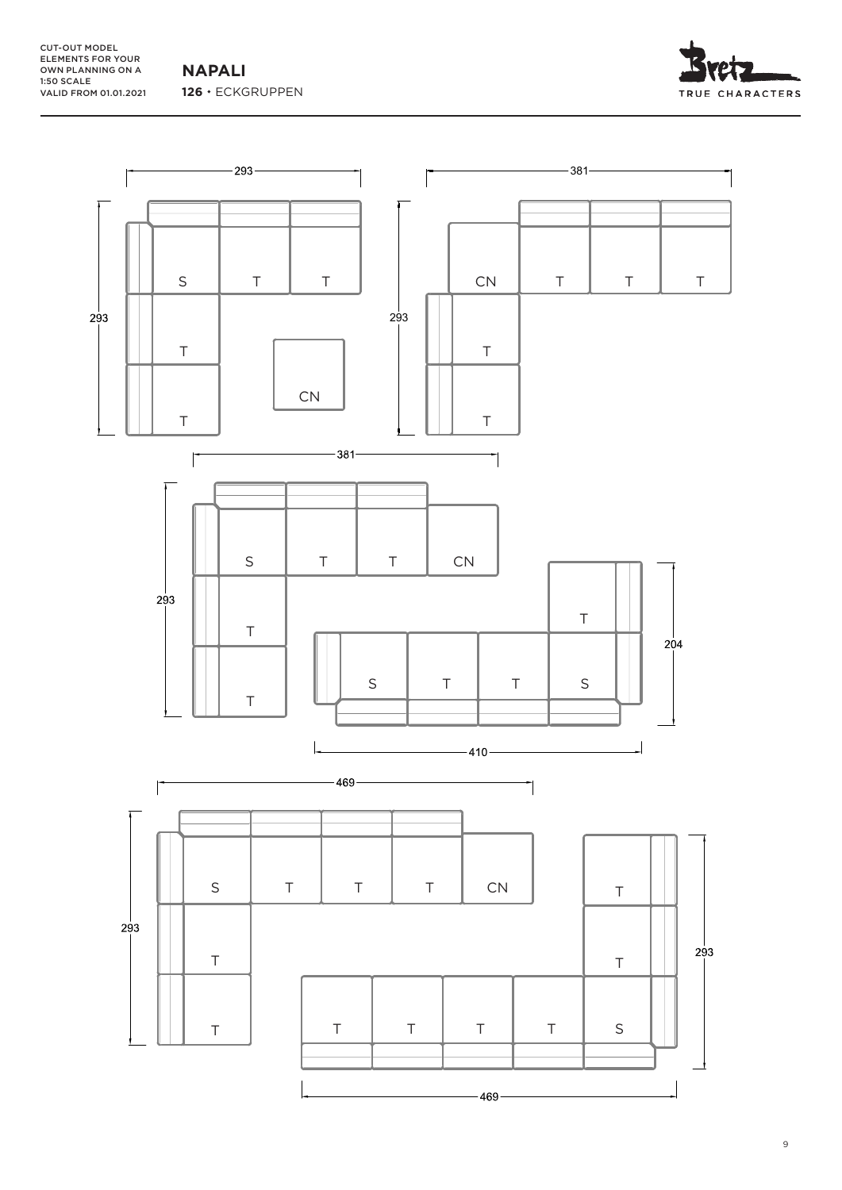CUT-OUT MODEL ELEMENTS FOR YOUR OWN PLANNING ON A 1:50 SCALE
VALID FROM 01.01.2021

## NAPALI

**126** • ECKGRUPPEN

293

S T T

293

T

CN

T

381

CN T T T

293

T

T

381

S T T CN

293

T

T

T

204

S T T S

410

469

S T T T CN

293

T

T

T

293

T

T

T T T T S

469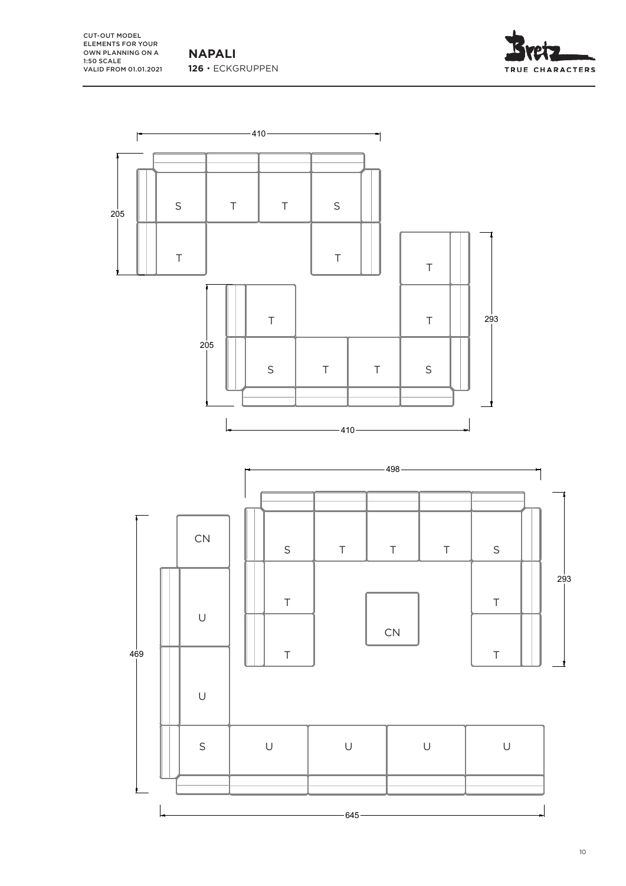CUT-OUT MODEL ELEMENTS FOR YOUR OWN PLANNING ON A 1:50 SCALE
VALID FROM 01.01.2021

# NAPALI

**126** • ECKGRUPPEN

TRUE CHARACTERS

410

205

S T T S

T T

T

T

205

293

T

S T T S

410

498

CN

S T T T S

469

U

T T

CN

293

U

T T

S U U U U

645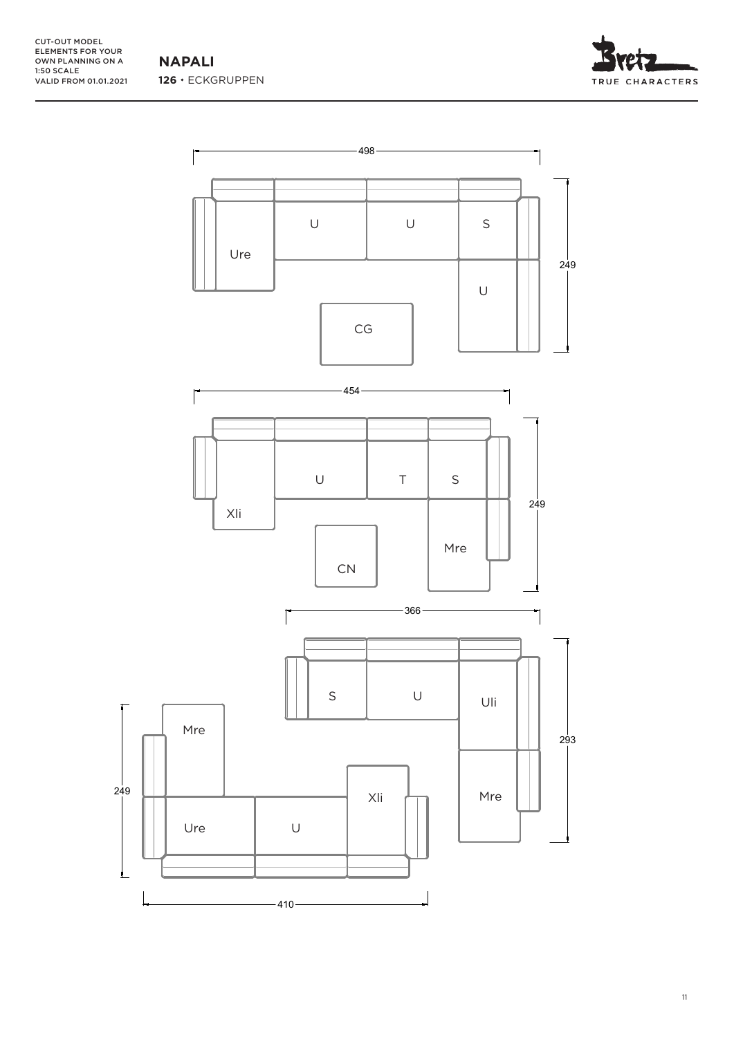CUT-OUT MODEL ELEMENTS FOR YOUR OWN PLANNING ON A 1:50 SCALE
VALID FROM 01.01.2021

**NAPALI**

**126** • ECKGRUPPEN

TRUE CHARACTERS

498

Ure U U S

U

CG

249

454

Xli U T S

Mre

CN

249

366

S U Uli

Mre

293

Mre

Ure U Xli

249

410